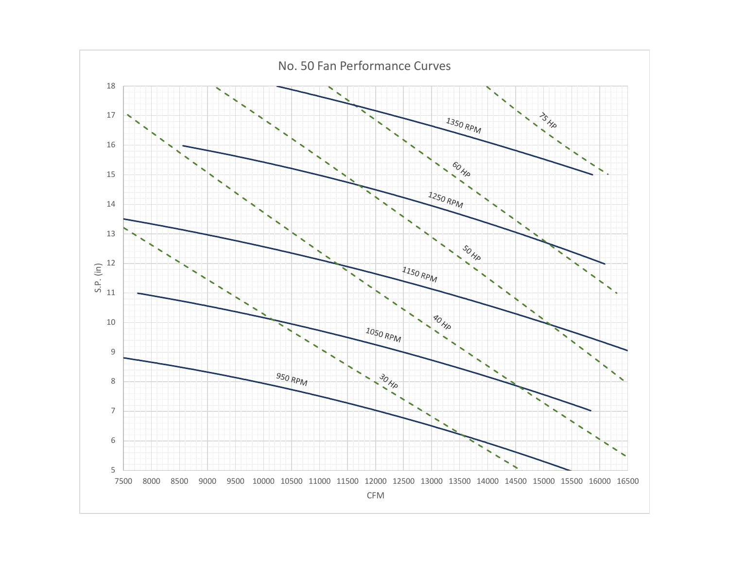# No. 50 Fan Performance Curves

S.P. (in): 5, 6, 7, 8, 9, 10, 11, 12, 13, 14, 15, 16, 17, 18

CFM: 7500, 8000, 8500, 9000, 9500, 10000, 10500, 11000, 11500, 12000, 12500, 13000, 13500, 14000, 14500, 15000, 15500, 16000, 16500

Curves: 950 RPM, 1050 RPM, 1150 RPM, 1250 RPM, 1350 RPM

Power lines: 30 HP, 40 HP, 50 HP, 60 HP, 75 HP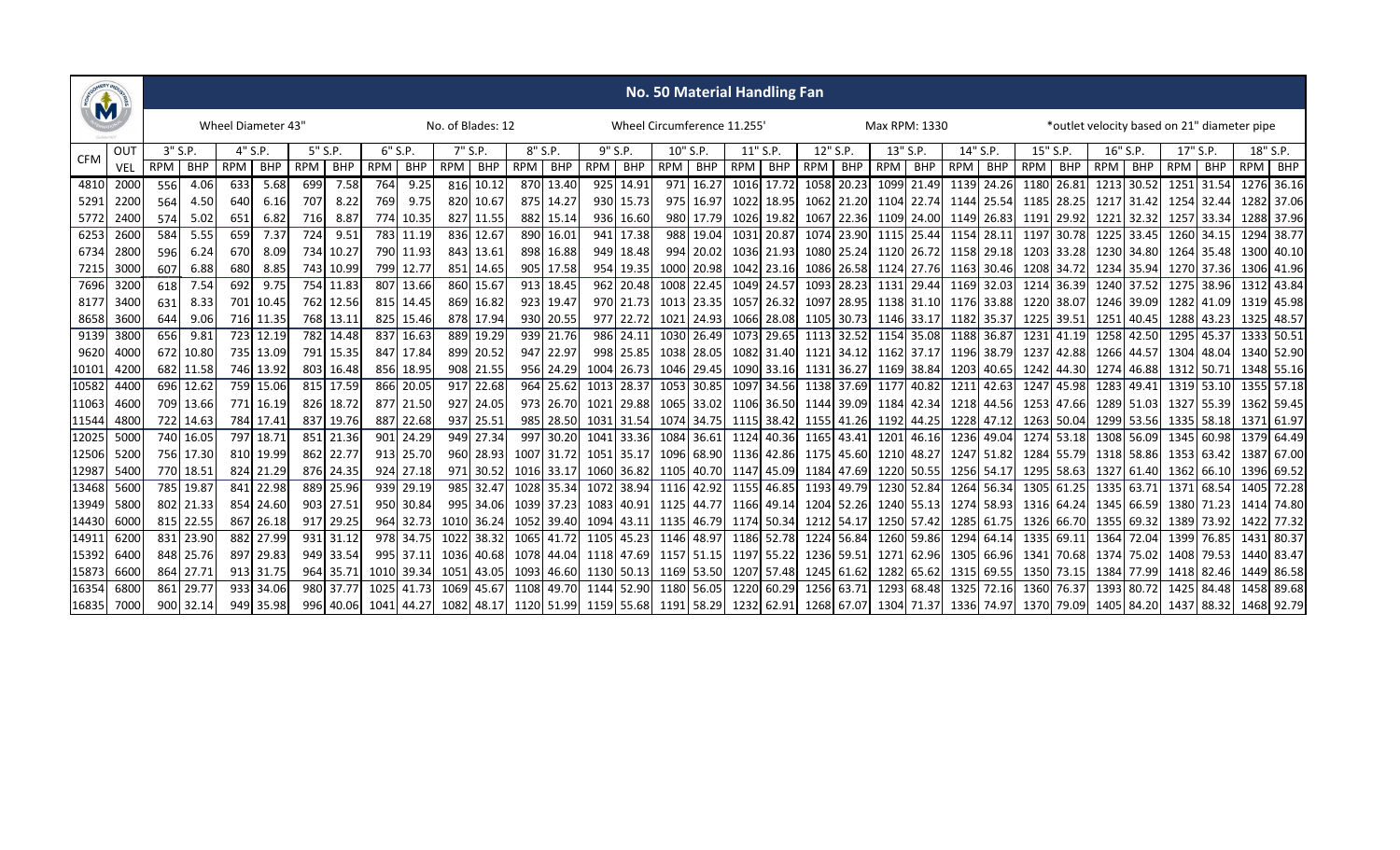# No. 50 Material Handling Fan

Wheel Diameter 43" | No. of Blades: 12 | Wheel Circumference 11.255' | Max RPM: 1330 | *outlet velocity based on 21" diameter pipe

| CFM | OUT VEL | 3" S.P. | | 4" S.P. | | 5" S.P. | | 6" S.P. | | 7" S.P. | | 8" S.P. | | 9" S.P. | | 10" S.P. | | 11" S.P. | | 12" S.P. | | 13" S.P. | | 14" S.P. | | 15" S.P. | | 16" S.P. | | 17" S.P. | | 18" S.P. | |
|---|---|---|---|---|---|---|---|---|---|---|---|---|---|---|---|---|---|---|---|---|---|---|---|---|---|---|---|---|---|---|---|---|---|
| | | RPM | BHP | RPM | BHP | RPM | BHP | RPM | BHP | RPM | BHP | RPM | BHP | RPM | BHP | RPM | BHP | RPM | BHP | RPM | BHP | RPM | BHP | RPM | BHP | RPM | BHP | RPM | BHP | RPM | BHP | RPM | BHP |
| 4810 | 2000 | 556 | 4.06 | 633 | 5.68 | 699 | 7.58 | 764 | 9.25 | 816 | 10.12 | 870 | 13.40 | 925 | 14.91 | 971 | 16.27 | 1016 | 17.72 | 1058 | 20.23 | 1099 | 21.49 | 1139 | 24.26 | 1180 | 26.81 | 1213 | 30.52 | 1251 | 31.54 | 1276 | 36.16 |
| 5291 | 2200 | 564 | 4.50 | 640 | 6.16 | 707 | 8.22 | 769 | 9.75 | 820 | 10.67 | 875 | 14.27 | 930 | 15.73 | 975 | 16.97 | 1022 | 18.95 | 1062 | 21.20 | 1104 | 22.74 | 1144 | 25.54 | 1185 | 28.25 | 1217 | 31.42 | 1254 | 32.44 | 1282 | 37.06 |
| 5772 | 2400 | 574 | 5.02 | 651 | 6.82 | 716 | 8.87 | 774 | 10.35 | 827 | 11.55 | 882 | 15.14 | 936 | 16.60 | 980 | 17.79 | 1026 | 19.82 | 1067 | 22.36 | 1109 | 24.00 | 1149 | 26.83 | 1191 | 29.92 | 1221 | 32.32 | 1257 | 33.34 | 1288 | 37.96 |
| 6253 | 2600 | 584 | 5.55 | 659 | 7.37 | 724 | 9.51 | 783 | 11.19 | 836 | 12.67 | 890 | 16.01 | 941 | 17.38 | 988 | 19.04 | 1031 | 20.87 | 1074 | 23.90 | 1115 | 25.44 | 1154 | 28.11 | 1197 | 30.78 | 1225 | 33.45 | 1260 | 34.15 | 1294 | 38.77 |
| 6734 | 2800 | 596 | 6.24 | 670 | 8.09 | 734 | 10.27 | 790 | 11.93 | 843 | 13.61 | 898 | 16.88 | 949 | 18.48 | 994 | 20.02 | 1036 | 21.93 | 1080 | 25.24 | 1120 | 26.72 | 1158 | 29.18 | 1203 | 33.28 | 1230 | 34.80 | 1264 | 35.48 | 1300 | 40.10 |
| 7215 | 3000 | 607 | 6.88 | 680 | 8.85 | 743 | 10.99 | 799 | 12.77 | 851 | 14.65 | 905 | 17.58 | 954 | 19.35 | 1000 | 20.98 | 1042 | 23.16 | 1086 | 26.58 | 1124 | 27.76 | 1163 | 30.46 | 1208 | 34.72 | 1234 | 35.94 | 1270 | 37.36 | 1306 | 41.96 |
| 7696 | 3200 | 618 | 7.54 | 692 | 9.75 | 754 | 11.83 | 807 | 13.66 | 860 | 15.67 | 913 | 18.45 | 962 | 20.48 | 1008 | 22.45 | 1049 | 24.57 | 1093 | 28.23 | 1131 | 29.44 | 1169 | 32.03 | 1214 | 36.39 | 1240 | 37.52 | 1275 | 38.96 | 1312 | 43.84 |
| 8177 | 3400 | 631 | 8.33 | 701 | 10.45 | 762 | 12.56 | 815 | 14.45 | 869 | 16.82 | 923 | 19.47 | 970 | 21.73 | 1013 | 23.35 | 1057 | 26.32 | 1097 | 28.95 | 1138 | 31.10 | 1176 | 33.88 | 1220 | 38.07 | 1246 | 39.09 | 1282 | 41.09 | 1319 | 45.98 |
| 8658 | 3600 | 644 | 9.06 | 716 | 11.35 | 768 | 13.11 | 825 | 15.46 | 878 | 17.94 | 930 | 20.55 | 977 | 22.72 | 1021 | 24.93 | 1066 | 28.08 | 1105 | 30.73 | 1146 | 33.17 | 1182 | 35.37 | 1225 | 39.51 | 1251 | 40.45 | 1288 | 43.23 | 1325 | 48.57 |
| 9139 | 3800 | 656 | 9.81 | 723 | 12.19 | 782 | 14.48 | 837 | 16.63 | 889 | 19.29 | 939 | 21.76 | 986 | 24.11 | 1030 | 26.49 | 1073 | 29.65 | 1113 | 32.52 | 1154 | 35.08 | 1188 | 36.87 | 1231 | 41.19 | 1258 | 42.50 | 1295 | 45.37 | 1333 | 50.51 |
| 9620 | 4000 | 672 | 10.80 | 735 | 13.09 | 791 | 15.35 | 847 | 17.84 | 899 | 20.52 | 947 | 22.97 | 998 | 25.85 | 1038 | 28.05 | 1082 | 31.40 | 1121 | 34.12 | 1162 | 37.17 | 1196 | 38.79 | 1237 | 42.88 | 1266 | 44.57 | 1304 | 48.04 | 1340 | 52.90 |
| 10101 | 4200 | 682 | 11.58 | 746 | 13.92 | 803 | 16.48 | 856 | 18.95 | 908 | 21.55 | 956 | 24.29 | 1004 | 26.73 | 1046 | 29.45 | 1090 | 33.16 | 1131 | 36.27 | 1169 | 38.84 | 1203 | 40.65 | 1242 | 44.30 | 1274 | 46.88 | 1312 | 50.71 | 1348 | 55.16 |
| 10582 | 4400 | 696 | 12.62 | 759 | 15.06 | 815 | 17.59 | 866 | 20.05 | 917 | 22.68 | 964 | 25.62 | 1013 | 28.37 | 1053 | 30.85 | 1097 | 34.56 | 1138 | 37.69 | 1177 | 40.82 | 1211 | 42.63 | 1247 | 45.98 | 1283 | 49.41 | 1319 | 53.10 | 1355 | 57.18 |
| 11063 | 4600 | 709 | 13.66 | 771 | 16.19 | 826 | 18.72 | 877 | 21.50 | 927 | 24.05 | 973 | 26.70 | 1021 | 29.88 | 1065 | 33.02 | 1106 | 36.50 | 1144 | 39.09 | 1184 | 42.34 | 1218 | 44.56 | 1253 | 47.66 | 1289 | 51.03 | 1327 | 55.39 | 1362 | 59.45 |
| 11544 | 4800 | 722 | 14.63 | 784 | 17.41 | 837 | 19.76 | 887 | 22.68 | 937 | 25.51 | 985 | 28.50 | 1031 | 31.54 | 1074 | 34.75 | 1115 | 38.42 | 1155 | 41.26 | 1192 | 44.25 | 1228 | 47.12 | 1263 | 50.04 | 1299 | 53.56 | 1335 | 58.18 | 1371 | 61.97 |
| 12025 | 5000 | 740 | 16.05 | 797 | 18.71 | 851 | 21.36 | 901 | 24.29 | 949 | 27.34 | 997 | 30.20 | 1041 | 33.36 | 1084 | 36.61 | 1124 | 40.36 | 1165 | 43.41 | 1201 | 46.16 | 1236 | 49.04 | 1274 | 53.18 | 1308 | 56.09 | 1345 | 60.98 | 1379 | 64.49 |
| 12506 | 5200 | 756 | 17.30 | 810 | 19.99 | 862 | 22.77 | 913 | 25.70 | 960 | 28.93 | 1007 | 31.72 | 1051 | 35.17 | 1096 | 68.90 | 1136 | 42.86 | 1175 | 45.60 | 1210 | 48.27 | 1247 | 51.82 | 1284 | 55.79 | 1318 | 58.86 | 1353 | 63.42 | 1387 | 67.00 |
| 12987 | 5400 | 770 | 18.51 | 824 | 21.29 | 876 | 24.35 | 924 | 27.18 | 971 | 30.52 | 1016 | 33.17 | 1060 | 36.82 | 1105 | 40.70 | 1147 | 45.09 | 1184 | 47.69 | 1220 | 50.55 | 1256 | 54.17 | 1295 | 58.63 | 1327 | 61.40 | 1362 | 66.10 | 1396 | 69.52 |
| 13468 | 5600 | 785 | 19.87 | 841 | 22.98 | 889 | 25.96 | 939 | 29.19 | 985 | 32.47 | 1028 | 35.34 | 1072 | 38.94 | 1116 | 42.92 | 1155 | 46.85 | 1193 | 49.79 | 1230 | 52.84 | 1264 | 56.34 | 1305 | 61.25 | 1335 | 63.71 | 1371 | 68.54 | 1405 | 72.28 |
| 13949 | 5800 | 802 | 21.33 | 854 | 24.60 | 903 | 27.51 | 950 | 30.84 | 995 | 34.06 | 1039 | 37.23 | 1083 | 40.91 | 1125 | 44.77 | 1166 | 49.14 | 1204 | 52.26 | 1240 | 55.13 | 1274 | 58.93 | 1316 | 64.24 | 1345 | 66.59 | 1380 | 71.23 | 1414 | 74.80 |
| 14430 | 6000 | 815 | 22.55 | 867 | 26.18 | 917 | 29.25 | 964 | 32.73 | 1010 | 36.24 | 1052 | 39.40 | 1094 | 43.11 | 1135 | 46.79 | 1174 | 50.34 | 1212 | 54.17 | 1250 | 57.42 | 1285 | 61.75 | 1326 | 66.70 | 1355 | 69.32 | 1389 | 73.92 | 1422 | 77.32 |
| 14911 | 6200 | 831 | 23.90 | 882 | 27.99 | 931 | 31.12 | 978 | 34.75 | 1022 | 38.32 | 1065 | 41.72 | 1105 | 45.23 | 1146 | 48.97 | 1186 | 52.78 | 1224 | 56.84 | 1260 | 59.86 | 1294 | 64.14 | 1335 | 69.11 | 1364 | 72.04 | 1399 | 76.85 | 1431 | 80.37 |
| 15392 | 6400 | 848 | 25.76 | 897 | 29.83 | 949 | 33.54 | 995 | 37.11 | 1036 | 40.68 | 1078 | 44.04 | 1118 | 47.69 | 1157 | 51.15 | 1197 | 55.22 | 1236 | 59.51 | 1271 | 62.96 | 1305 | 66.96 | 1341 | 70.68 | 1374 | 75.02 | 1408 | 79.53 | 1440 | 83.47 |
| 15873 | 6600 | 864 | 27.71 | 913 | 31.75 | 964 | 35.71 | 1010 | 39.34 | 1051 | 43.05 | 1093 | 46.60 | 1130 | 50.13 | 1169 | 53.50 | 1207 | 57.48 | 1245 | 61.62 | 1282 | 65.62 | 1315 | 69.55 | 1350 | 73.15 | 1384 | 77.99 | 1418 | 82.46 | 1449 | 86.58 |
| 16354 | 6800 | 861 | 29.77 | 933 | 34.06 | 980 | 37.77 | 1025 | 41.73 | 1069 | 45.67 | 1108 | 49.70 | 1144 | 52.90 | 1180 | 56.05 | 1220 | 60.29 | 1256 | 63.71 | 1293 | 68.48 | 1325 | 72.16 | 1360 | 76.37 | 1393 | 80.72 | 1425 | 84.48 | 1458 | 89.68 |
| 16835 | 7000 | 900 | 32.14 | 949 | 35.98 | 996 | 40.06 | 1041 | 44.27 | 1082 | 48.17 | 1120 | 51.99 | 1159 | 55.68 | 1191 | 58.29 | 1232 | 62.91 | 1268 | 67.07 | 1304 | 71.37 | 1336 | 74.97 | 1370 | 79.09 | 1405 | 84.20 | 1437 | 88.32 | 1468 | 92.79 |